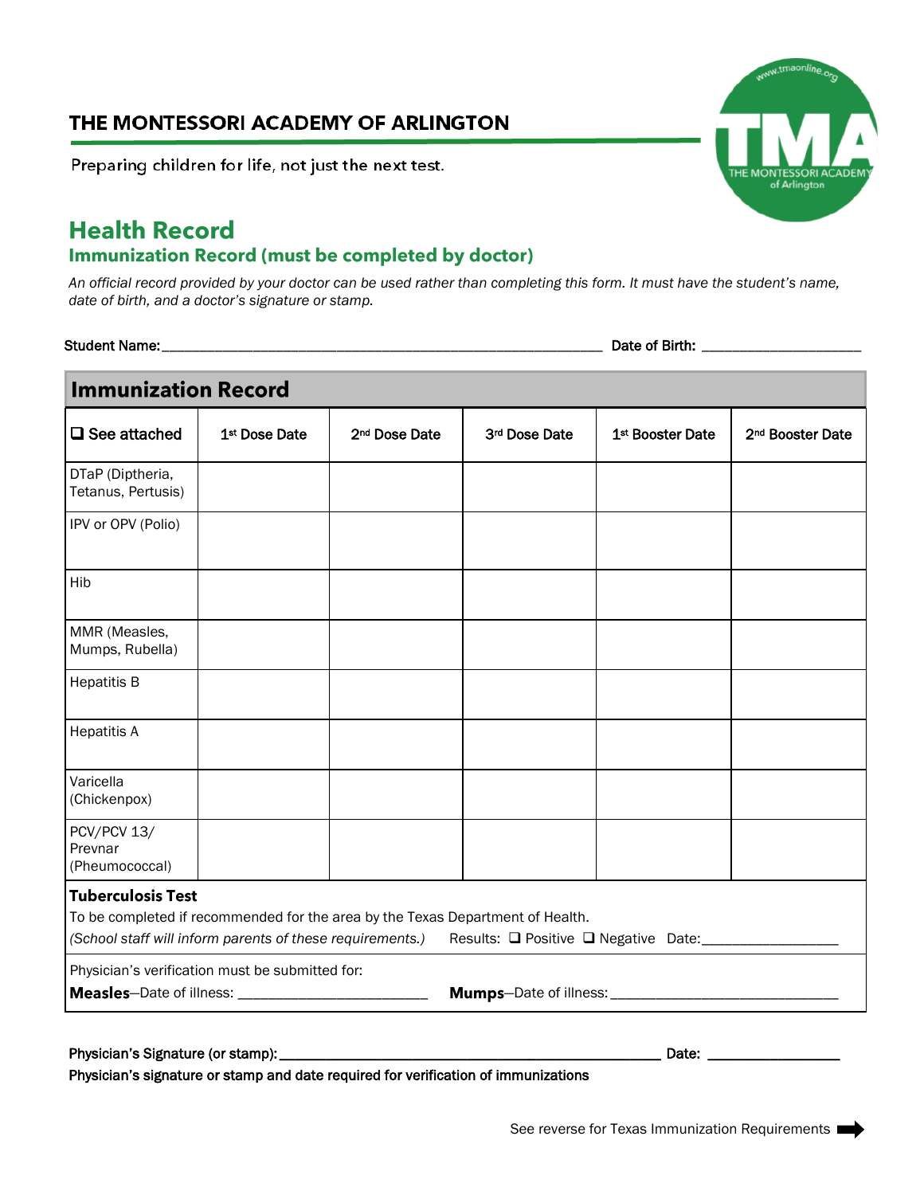# THE MONTESSORI ACADEMY OF ARLINGTON

Preparing children for life, not just the next test.

## Health Record

### Immunization Record (must be completed by doctor)

*An official record provided by your doctor can be used rather than completing this form. It must have the student's name, date of birth, and a doctor's signature or stamp.*

Student Name:______________________________________________________________ Date of Birth: ______________________

## Immunization Record

| ❑ See attached | 1st Dose Date | 2nd Dose Date | 3rd Dose Date | 1st Booster Date | 2nd Booster Date |
|---|---|---|---|---|---|
| DTaP (Diptheria, Tetanus, Pertusis) | | | | | |
| IPV or OPV (Polio) | | | | | |
| Hib | | | | | |
| MMR (Measles, Mumps, Rubella) | | | | | |
| Hepatitis B | | | | | |
| Hepatitis A | | | | | |
| Varicella (Chickenpox) | | | | | |
| PCV/PCV 13/ Prevnar (Pheumococcal) | | | | | |

**Tuberculosis Test**

To be completed if recommended for the area by the Texas Department of Health.

*(School staff will inform parents of these requirements.)* Results: ❑ Positive ❑ Negative Date:_________________

Physician's verification must be submitted for:

**Measles**—Date of illness: ________________________ **Mumps**—Date of illness: ______________________________

**Physician's Signature (or stamp):**_______________________________________________________ **Date:** _________________

**Physician's signature or stamp and date required for verification of immunizations**

See reverse for Texas Immunization Requirements ➡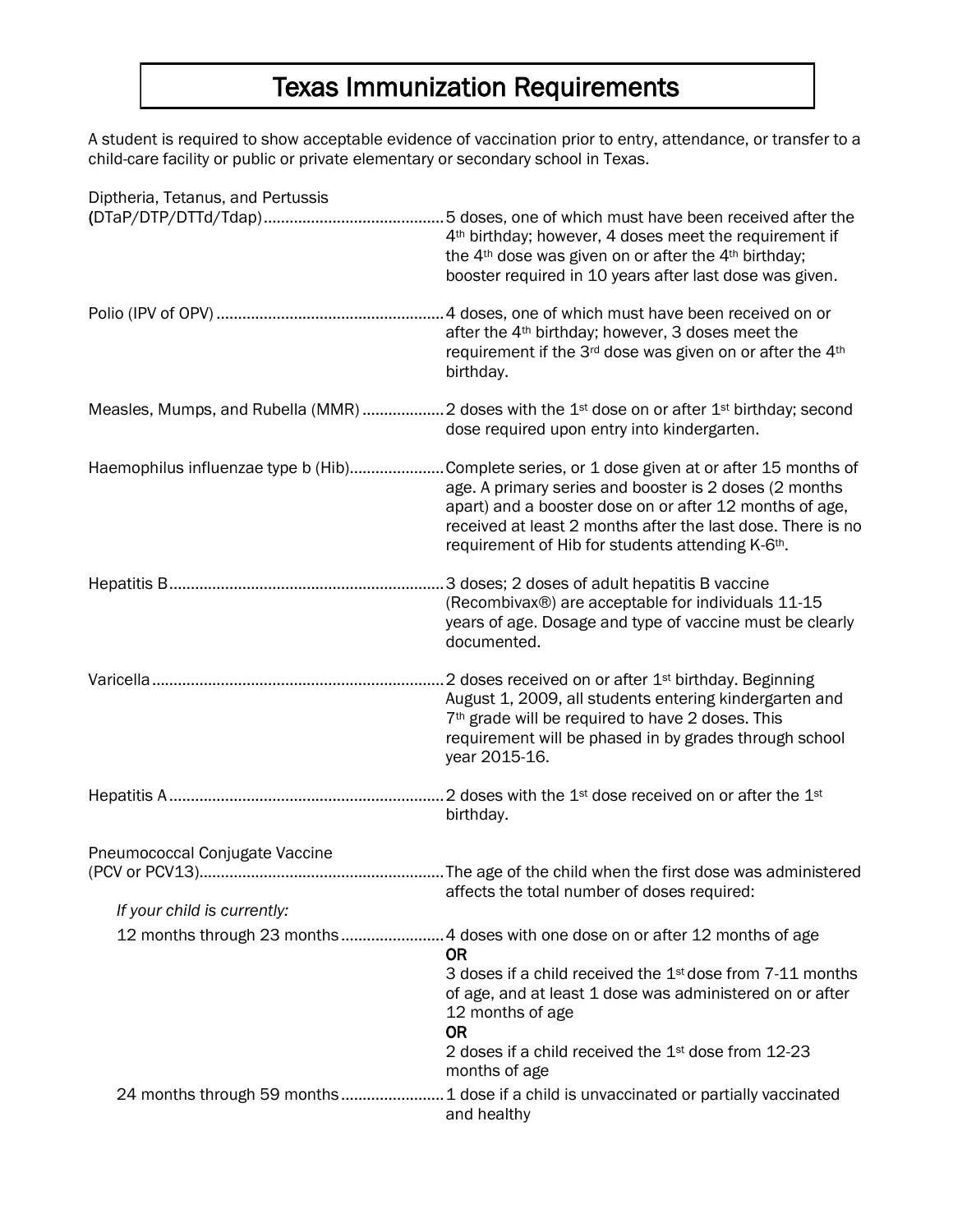# Texas Immunization Requirements

A student is required to show acceptable evidence of vaccination prior to entry, attendance, or transfer to a child-care facility or public or private elementary or secondary school in Texas.

| | |
|---|---|
| Diptheria, Tetanus, and Pertussis (DTaP/DTP/DTTd/Tdap) | 5 doses, one of which must have been received after the 4th birthday; however, 4 doses meet the requirement if the 4th dose was given on or after the 4th birthday; booster required in 10 years after last dose was given. |
| Polio (IPV of OPV) | 4 doses, one of which must have been received on or after the 4th birthday; however, 3 doses meet the requirement if the 3rd dose was given on or after the 4th birthday. |
| Measles, Mumps, and Rubella (MMR) | 2 doses with the 1st dose on or after 1st birthday; second dose required upon entry into kindergarten. |
| Haemophilus influenzae type b (Hib) | Complete series, or 1 dose given at or after 15 months of age. A primary series and booster is 2 doses (2 months apart) and a booster dose on or after 12 months of age, received at least 2 months after the last dose. There is no requirement of Hib for students attending K-6th. |
| Hepatitis B | 3 doses; 2 doses of adult hepatitis B vaccine (Recombivax®) are acceptable for individuals 11-15 years of age. Dosage and type of vaccine must be clearly documented. |
| Varicella | 2 doses received on or after 1st birthday. Beginning August 1, 2009, all students entering kindergarten and 7th grade will be required to have 2 doses. This requirement will be phased in by grades through school year 2015-16. |
| Hepatitis A | 2 doses with the 1st dose received on or after the 1st birthday. |
| Pneumococcal Conjugate Vaccine (PCV or PCV13) | The age of the child when the first dose was administered affects the total number of doses required: |
| *If your child is currently:* | |
| 12 months through 23 months | 4 doses with one dose on or after 12 months of age **OR** 3 doses if a child received the 1st dose from 7-11 months of age, and at least 1 dose was administered on or after 12 months of age **OR** 2 doses if a child received the 1st dose from 12-23 months of age |
| 24 months through 59 months | 1 dose if a child is unvaccinated or partially vaccinated and healthy |